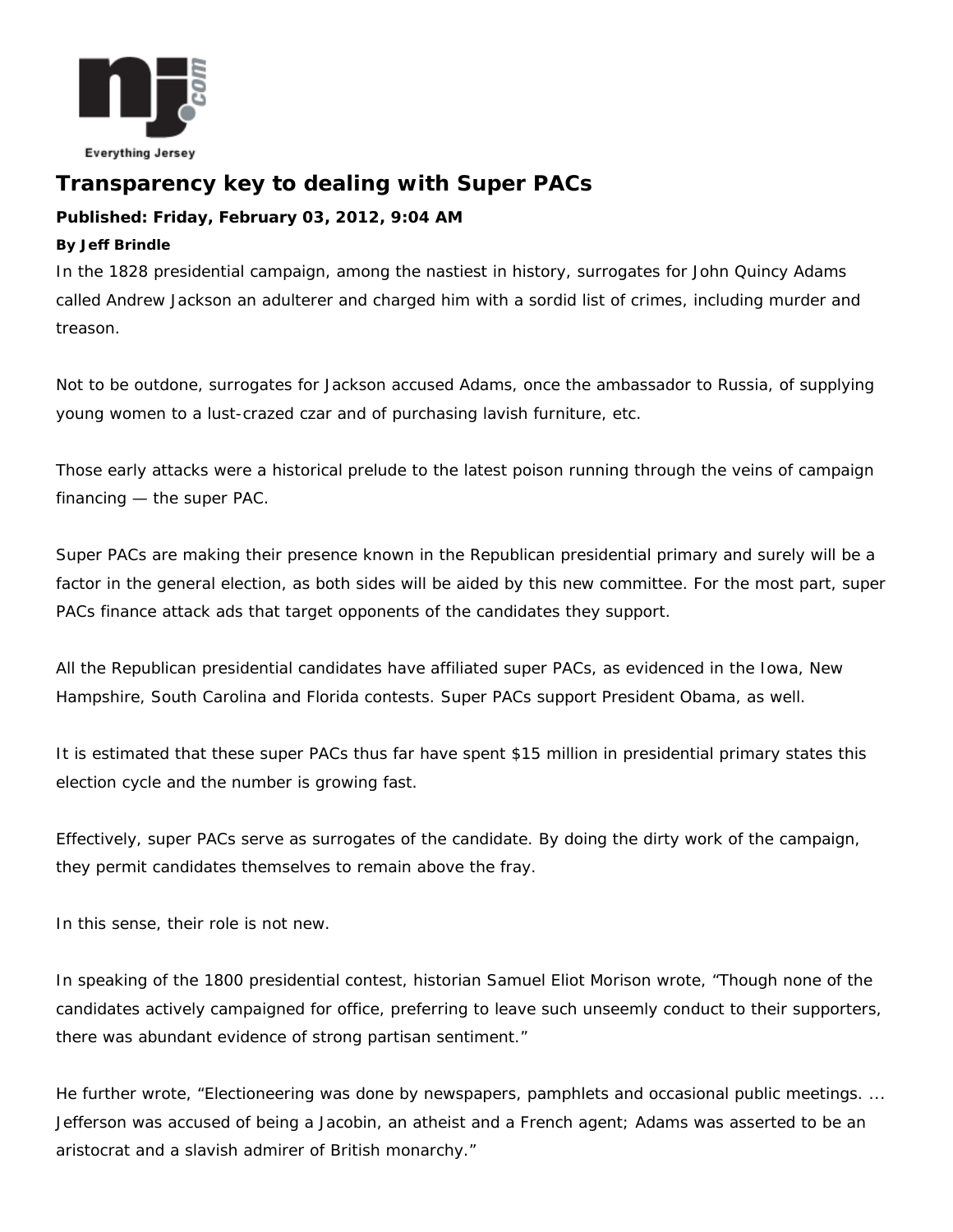# Transparency key to dealing with Super PACs

**Published: Friday, February 03, 2012, 9:04 AM**

**By Jeff Brindle**

In the 1828 presidential campaign, among the nastiest in history, surrogates for John Quincy Adams called Andrew Jackson an adulterer and charged him with a sordid list of crimes, including murder and treason.

Not to be outdone, surrogates for Jackson accused Adams, once the ambassador to Russia, of supplying young women to a lust-crazed czar and of purchasing lavish furniture, etc.

Those early attacks were a historical prelude to the latest poison running through the veins of campaign financing — the super PAC.

Super PACs are making their presence known in the Republican presidential primary and surely will be a factor in the general election, as both sides will be aided by this new committee. For the most part, super PACs finance attack ads that target opponents of the candidates they support.

All the Republican presidential candidates have affiliated super PACs, as evidenced in the Iowa, New Hampshire, South Carolina and Florida contests. Super PACs support President Obama, as well.

It is estimated that these super PACs thus far have spent $15 million in presidential primary states this election cycle and the number is growing fast.

Effectively, super PACs serve as surrogates of the candidate. By doing the dirty work of the campaign, they permit candidates themselves to remain above the fray.

In this sense, their role is not new.

In speaking of the 1800 presidential contest, historian Samuel Eliot Morison wrote, “Though none of the candidates actively campaigned for office, preferring to leave such unseemly conduct to their supporters, there was abundant evidence of strong partisan sentiment.”

He further wrote, “Electioneering was done by newspapers, pamphlets and occasional public meetings. ... Jefferson was accused of being a Jacobin, an atheist and a French agent; Adams was asserted to be an aristocrat and a slavish admirer of British monarchy.”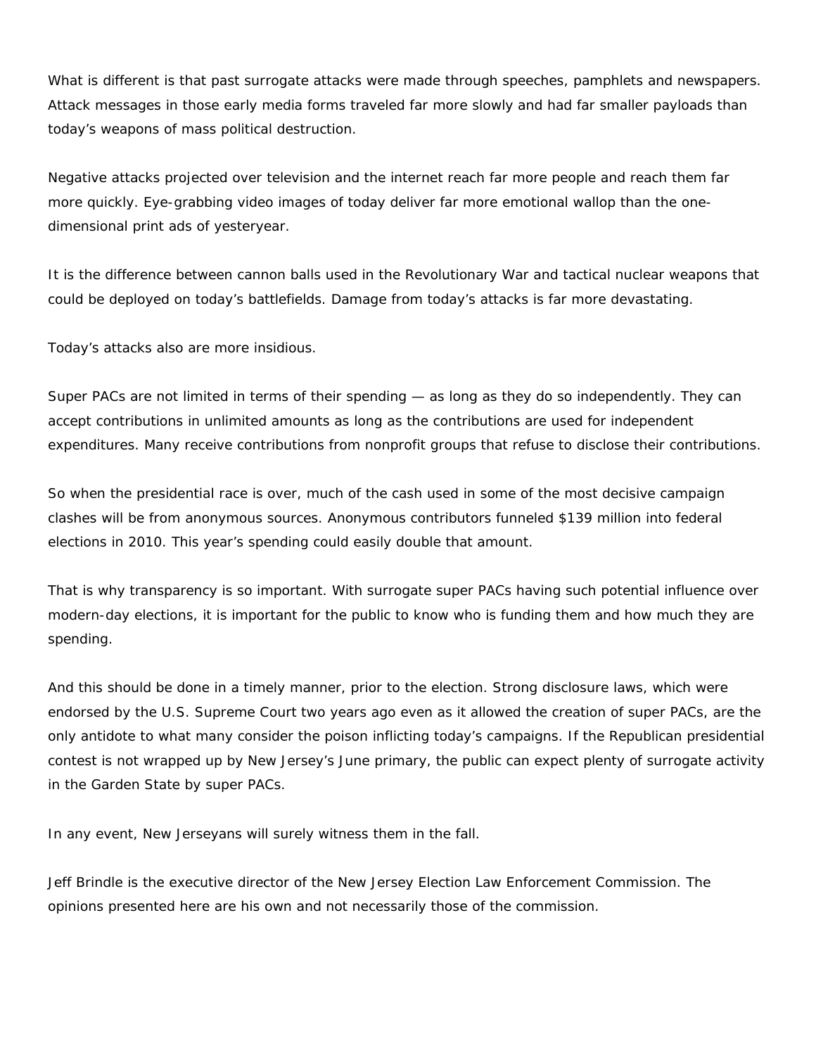What is different is that past surrogate attacks were made through speeches, pamphlets and newspapers. Attack messages in those early media forms traveled far more slowly and had far smaller payloads than today's weapons of mass political destruction.

Negative attacks projected over television and the internet reach far more people and reach them far more quickly. Eye-grabbing video images of today deliver far more emotional wallop than the one-dimensional print ads of yesteryear.

It is the difference between cannon balls used in the Revolutionary War and tactical nuclear weapons that could be deployed on today's battlefields. Damage from today's attacks is far more devastating.

Today's attacks also are more insidious.

Super PACs are not limited in terms of their spending — as long as they do so independently. They can accept contributions in unlimited amounts as long as the contributions are used for independent expenditures. Many receive contributions from nonprofit groups that refuse to disclose their contributions.

So when the presidential race is over, much of the cash used in some of the most decisive campaign clashes will be from anonymous sources. Anonymous contributors funneled $139 million into federal elections in 2010. This year's spending could easily double that amount.

That is why transparency is so important. With surrogate super PACs having such potential influence over modern-day elections, it is important for the public to know who is funding them and how much they are spending.

And this should be done in a timely manner, prior to the election. Strong disclosure laws, which were endorsed by the U.S. Supreme Court two years ago even as it allowed the creation of super PACs, are the only antidote to what many consider the poison inflicting today's campaigns. If the Republican presidential contest is not wrapped up by New Jersey's June primary, the public can expect plenty of surrogate activity in the Garden State by super PACs.

In any event, New Jerseyans will surely witness them in the fall.

Jeff Brindle is the executive director of the New Jersey Election Law Enforcement Commission. The opinions presented here are his own and not necessarily those of the commission.